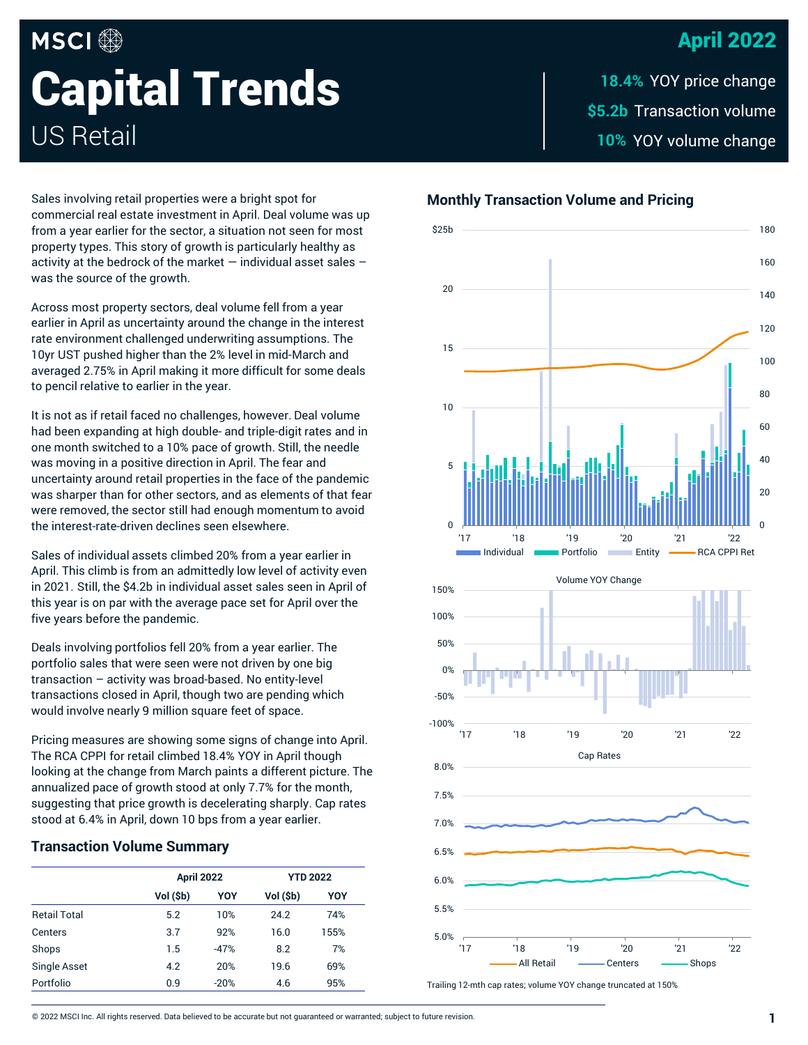# Capital Trends

## US Retail

**April 2022**

**18.4%** YOY price change

**$5.2b** Transaction volume

**10%** YOY volume change

Sales involving retail properties were a bright spot for commercial real estate investment in April. Deal volume was up from a year earlier for the sector, a situation not seen for most property types. This story of growth is particularly healthy as activity at the bedrock of the market — individual asset sales – was the source of the growth.

Across most property sectors, deal volume fell from a year earlier in April as uncertainty around the change in the interest rate environment challenged underwriting assumptions. The 10yr UST pushed higher than the 2% level in mid-March and averaged 2.75% in April making it more difficult for some deals to pencil relative to earlier in the year.

It is not as if retail faced no challenges, however. Deal volume had been expanding at high double- and triple-digit rates and in one month switched to a 10% pace of growth. Still, the needle was moving in a positive direction in April. The fear and uncertainty around retail properties in the face of the pandemic was sharper than for other sectors, and as elements of that fear were removed, the sector still had enough momentum to avoid the interest-rate-driven declines seen elsewhere.

Sales of individual assets climbed 20% from a year earlier in April. This climb is from an admittedly low level of activity even in 2021. Still, the $4.2b in individual asset sales seen in April of this year is on par with the average pace set for April over the five years before the pandemic.

Deals involving portfolios fell 20% from a year earlier. The portfolio sales that were seen were not driven by one big transaction – activity was broad-based. No entity-level transactions closed in April, though two are pending which would involve nearly 9 million square feet of space.

Pricing measures are showing some signs of change into April. The RCA CPPI for retail climbed 18.4% YOY in April though looking at the change from March paints a different picture. The annualized pace of growth stood at only 7.7% for the month, suggesting that price growth is decelerating sharply. Cap rates stood at 6.4% in April, down 10 bps from a year earlier.

### Transaction Volume Summary

| | April 2022 | | YTD 2022 | |
|---|---|---|---|---|
| | Vol ($b) | YOY | Vol ($b) | YOY |
| Retail Total | 5.2 | 10% | 24.2 | 74% |
| Centers | 3.7 | 92% | 16.0 | 155% |
| Shops | 1.5 | -47% | 8.2 | 7% |
| Single Asset | 4.2 | 20% | 19.6 | 69% |
| Portfolio | 0.9 | -20% | 4.6 | 95% |

### Monthly Transaction Volume and Pricing

Trailing 12-mth cap rates; volume YOY change truncated at 150%

© 2022 MSCI Inc. All rights reserved. Data believed to be accurate but not guaranteed or warranted; subject to future revision.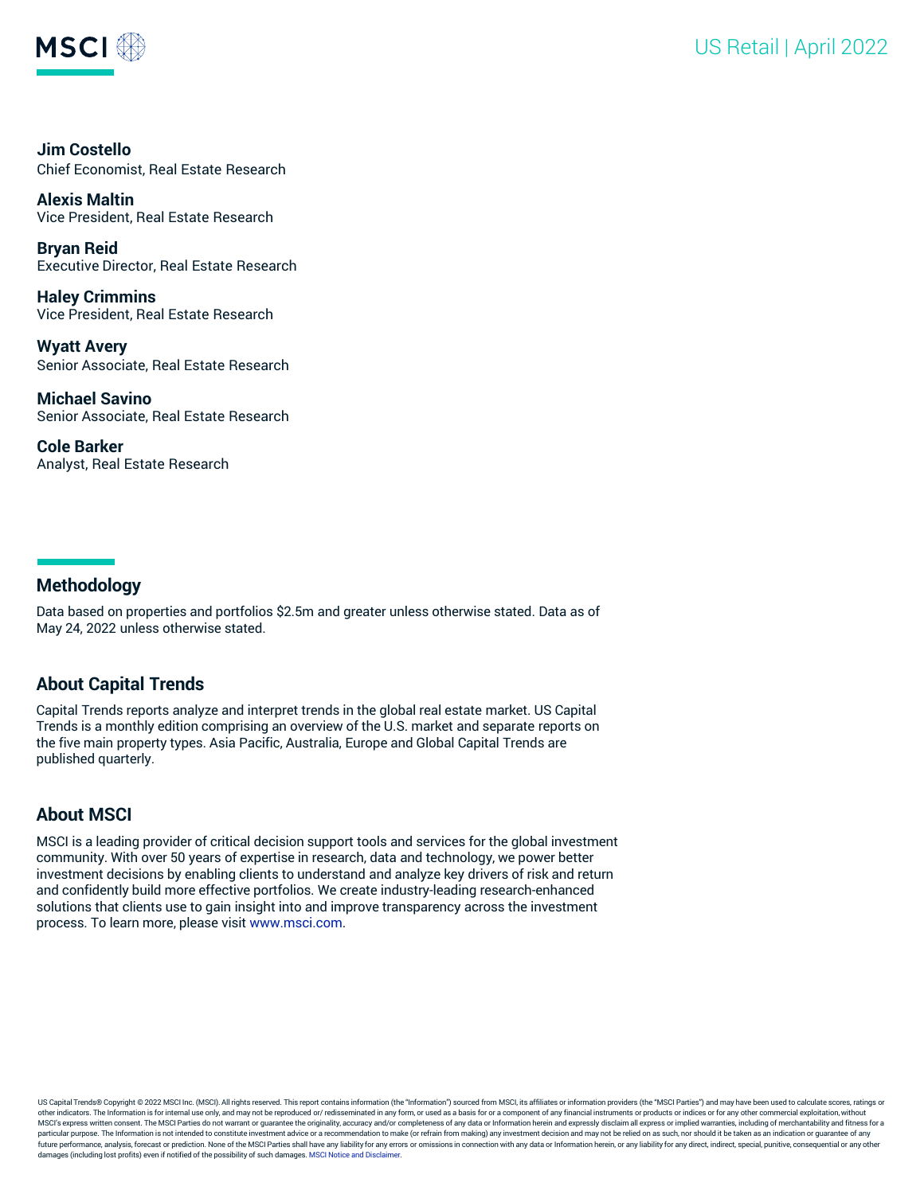**Jim Costello**
Chief Economist, Real Estate Research

**Alexis Maltin**
Vice President, Real Estate Research

**Bryan Reid**
Executive Director, Real Estate Research

**Haley Crimmins**
Vice President, Real Estate Research

**Wyatt Avery**
Senior Associate, Real Estate Research

**Michael Savino**
Senior Associate, Real Estate Research

**Cole Barker**
Analyst, Real Estate Research

## Methodology

Data based on properties and portfolios $2.5m and greater unless otherwise stated. Data as of May 24, 2022 unless otherwise stated.

## About Capital Trends

Capital Trends reports analyze and interpret trends in the global real estate market. US Capital Trends is a monthly edition comprising an overview of the U.S. market and separate reports on the five main property types. Asia Pacific, Australia, Europe and Global Capital Trends are published quarterly.

## About MSCI

MSCI is a leading provider of critical decision support tools and services for the global investment community. With over 50 years of expertise in research, data and technology, we power better investment decisions by enabling clients to understand and analyze key drivers of risk and return and confidently build more effective portfolios. We create industry-leading research-enhanced solutions that clients use to gain insight into and improve transparency across the investment process. To learn more, please visit www.msci.com.

US Capital Trends® Copyright © 2022 MSCI Inc. (MSCI). All rights reserved. This report contains information (the "Information") sourced from MSCI, its affiliates or information providers (the "MSCI Parties") and may have been used to calculate scores, ratings or other indicators. The Information is for internal use only, and may not be reproduced or/ redisseminated in any form, or used as a basis for or a component of any financial instruments or products or indices or for any other commercial exploitation, without MSCI's express written consent. The MSCI Parties do not warrant or guarantee the originality, accuracy and/or completeness of any data or Information herein and expressly disclaim all express or implied warranties, including of merchantability and fitness for a particular purpose. The Information is not intended to constitute investment advice or a recommendation to make (or refrain from making) any investment decision and may not be relied on as such, nor should it be taken as an indication or guarantee of any future performance, analysis, forecast or prediction. None of the MSCI Parties shall have any liability for any errors or omissions in connection with any data or Information herein, or any liability for any direct, indirect, special, punitive, consequential or any other damages (including lost profits) even if notified of the possibility of such damages. MSCI Notice and Disclaimer.